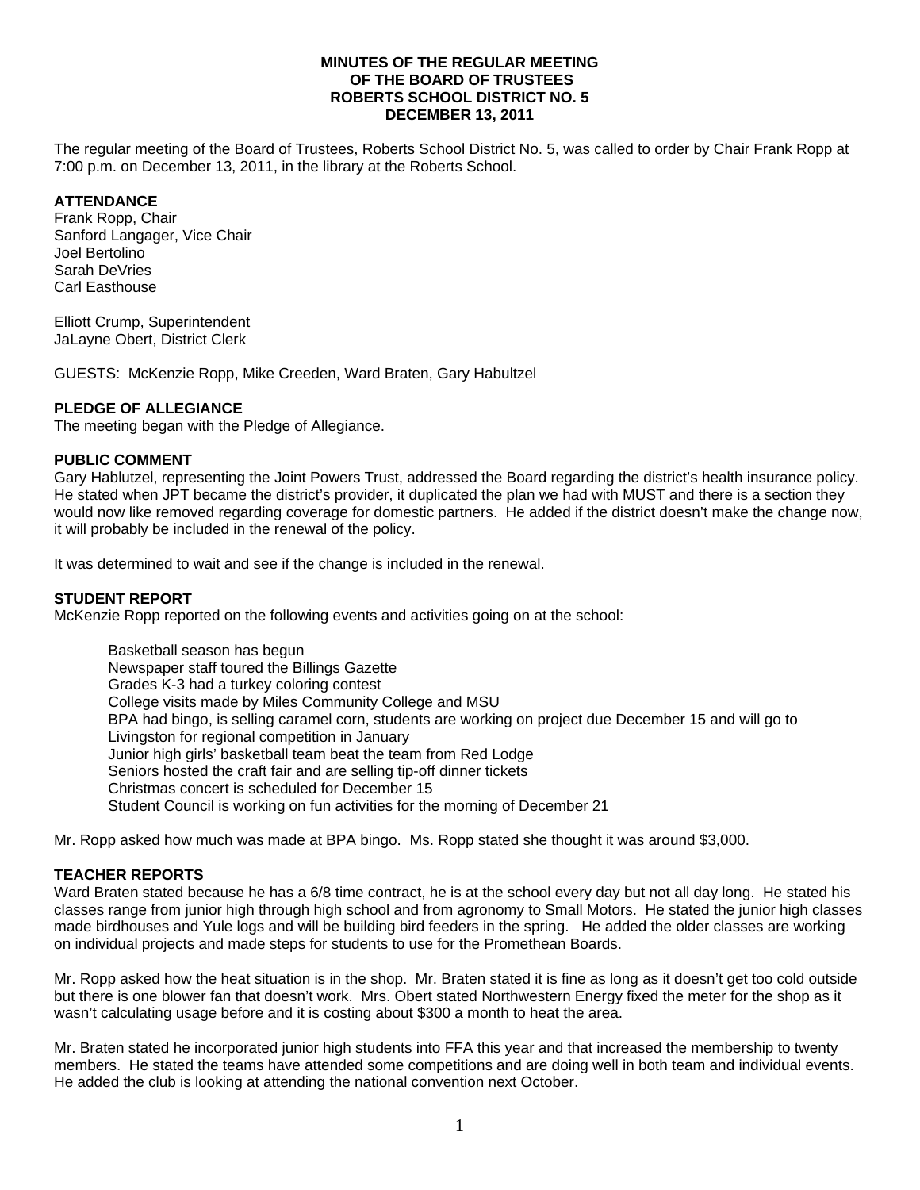**MINUTES OF THE REGULAR MEETING**
**OF THE BOARD OF TRUSTEES**
**ROBERTS SCHOOL DISTRICT NO. 5**
**DECEMBER 13, 2011**

The regular meeting of the Board of Trustees, Roberts School District No. 5, was called to order by Chair Frank Ropp at 7:00 p.m. on December 13, 2011, in the library at the Roberts School.

**ATTENDANCE**
Frank Ropp, Chair
Sanford Langager, Vice Chair
Joel Bertolino
Sarah DeVries
Carl Easthouse

Elliott Crump, Superintendent
JaLayne Obert, District Clerk

GUESTS: McKenzie Ropp, Mike Creeden, Ward Braten, Gary Habultzel

**PLEDGE OF ALLEGIANCE**
The meeting began with the Pledge of Allegiance.

**PUBLIC COMMENT**
Gary Hablutzel, representing the Joint Powers Trust, addressed the Board regarding the district's health insurance policy. He stated when JPT became the district's provider, it duplicated the plan we had with MUST and there is a section they would now like removed regarding coverage for domestic partners. He added if the district doesn't make the change now, it will probably be included in the renewal of the policy.

It was determined to wait and see if the change is included in the renewal.

**STUDENT REPORT**
McKenzie Ropp reported on the following events and activities going on at the school:

Basketball season has begun
Newspaper staff toured the Billings Gazette
Grades K-3 had a turkey coloring contest
College visits made by Miles Community College and MSU
BPA had bingo, is selling caramel corn, students are working on project due December 15 and will go to Livingston for regional competition in January
Junior high girls' basketball team beat the team from Red Lodge
Seniors hosted the craft fair and are selling tip-off dinner tickets
Christmas concert is scheduled for December 15
Student Council is working on fun activities for the morning of December 21

Mr. Ropp asked how much was made at BPA bingo. Ms. Ropp stated she thought it was around $3,000.

**TEACHER REPORTS**
Ward Braten stated because he has a 6/8 time contract, he is at the school every day but not all day long. He stated his classes range from junior high through high school and from agronomy to Small Motors. He stated the junior high classes made birdhouses and Yule logs and will be building bird feeders in the spring. He added the older classes are working on individual projects and made steps for students to use for the Promethean Boards.

Mr. Ropp asked how the heat situation is in the shop. Mr. Braten stated it is fine as long as it doesn't get too cold outside but there is one blower fan that doesn't work. Mrs. Obert stated Northwestern Energy fixed the meter for the shop as it wasn't calculating usage before and it is costing about $300 a month to heat the area.

Mr. Braten stated he incorporated junior high students into FFA this year and that increased the membership to twenty members. He stated the teams have attended some competitions and are doing well in both team and individual events. He added the club is looking at attending the national convention next October.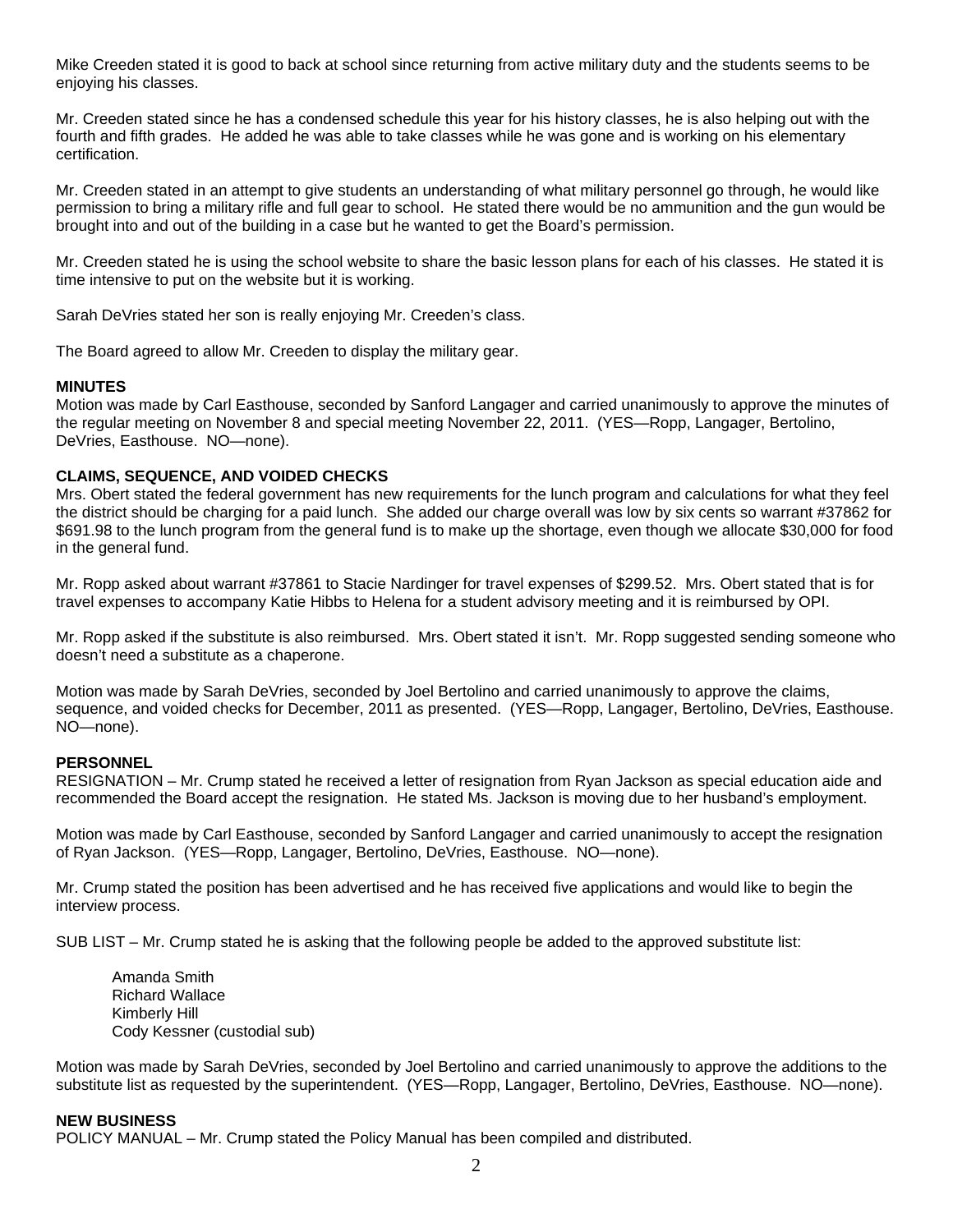Mike Creeden stated it is good to back at school since returning from active military duty and the students seems to be enjoying his classes.

Mr. Creeden stated since he has a condensed schedule this year for his history classes, he is also helping out with the fourth and fifth grades. He added he was able to take classes while he was gone and is working on his elementary certification.

Mr. Creeden stated in an attempt to give students an understanding of what military personnel go through, he would like permission to bring a military rifle and full gear to school. He stated there would be no ammunition and the gun would be brought into and out of the building in a case but he wanted to get the Board's permission.

Mr. Creeden stated he is using the school website to share the basic lesson plans for each of his classes. He stated it is time intensive to put on the website but it is working.

Sarah DeVries stated her son is really enjoying Mr. Creeden's class.

The Board agreed to allow Mr. Creeden to display the military gear.

**MINUTES**
Motion was made by Carl Easthouse, seconded by Sanford Langager and carried unanimously to approve the minutes of the regular meeting on November 8 and special meeting November 22, 2011. (YES—Ropp, Langager, Bertolino, DeVries, Easthouse. NO—none).

**CLAIMS, SEQUENCE, AND VOIDED CHECKS**
Mrs. Obert stated the federal government has new requirements for the lunch program and calculations for what they feel the district should be charging for a paid lunch. She added our charge overall was low by six cents so warrant #37862 for $691.98 to the lunch program from the general fund is to make up the shortage, even though we allocate $30,000 for food in the general fund.

Mr. Ropp asked about warrant #37861 to Stacie Nardinger for travel expenses of $299.52. Mrs. Obert stated that is for travel expenses to accompany Katie Hibbs to Helena for a student advisory meeting and it is reimbursed by OPI.

Mr. Ropp asked if the substitute is also reimbursed. Mrs. Obert stated it isn't. Mr. Ropp suggested sending someone who doesn't need a substitute as a chaperone.

Motion was made by Sarah DeVries, seconded by Joel Bertolino and carried unanimously to approve the claims, sequence, and voided checks for December, 2011 as presented. (YES—Ropp, Langager, Bertolino, DeVries, Easthouse. NO—none).

**PERSONNEL**
RESIGNATION – Mr. Crump stated he received a letter of resignation from Ryan Jackson as special education aide and recommended the Board accept the resignation. He stated Ms. Jackson is moving due to her husband's employment.

Motion was made by Carl Easthouse, seconded by Sanford Langager and carried unanimously to accept the resignation of Ryan Jackson. (YES—Ropp, Langager, Bertolino, DeVries, Easthouse. NO—none).

Mr. Crump stated the position has been advertised and he has received five applications and would like to begin the interview process.

SUB LIST – Mr. Crump stated he is asking that the following people be added to the approved substitute list:

Amanda Smith
Richard Wallace
Kimberly Hill
Cody Kessner (custodial sub)

Motion was made by Sarah DeVries, seconded by Joel Bertolino and carried unanimously to approve the additions to the substitute list as requested by the superintendent. (YES—Ropp, Langager, Bertolino, DeVries, Easthouse. NO—none).

**NEW BUSINESS**
POLICY MANUAL – Mr. Crump stated the Policy Manual has been compiled and distributed.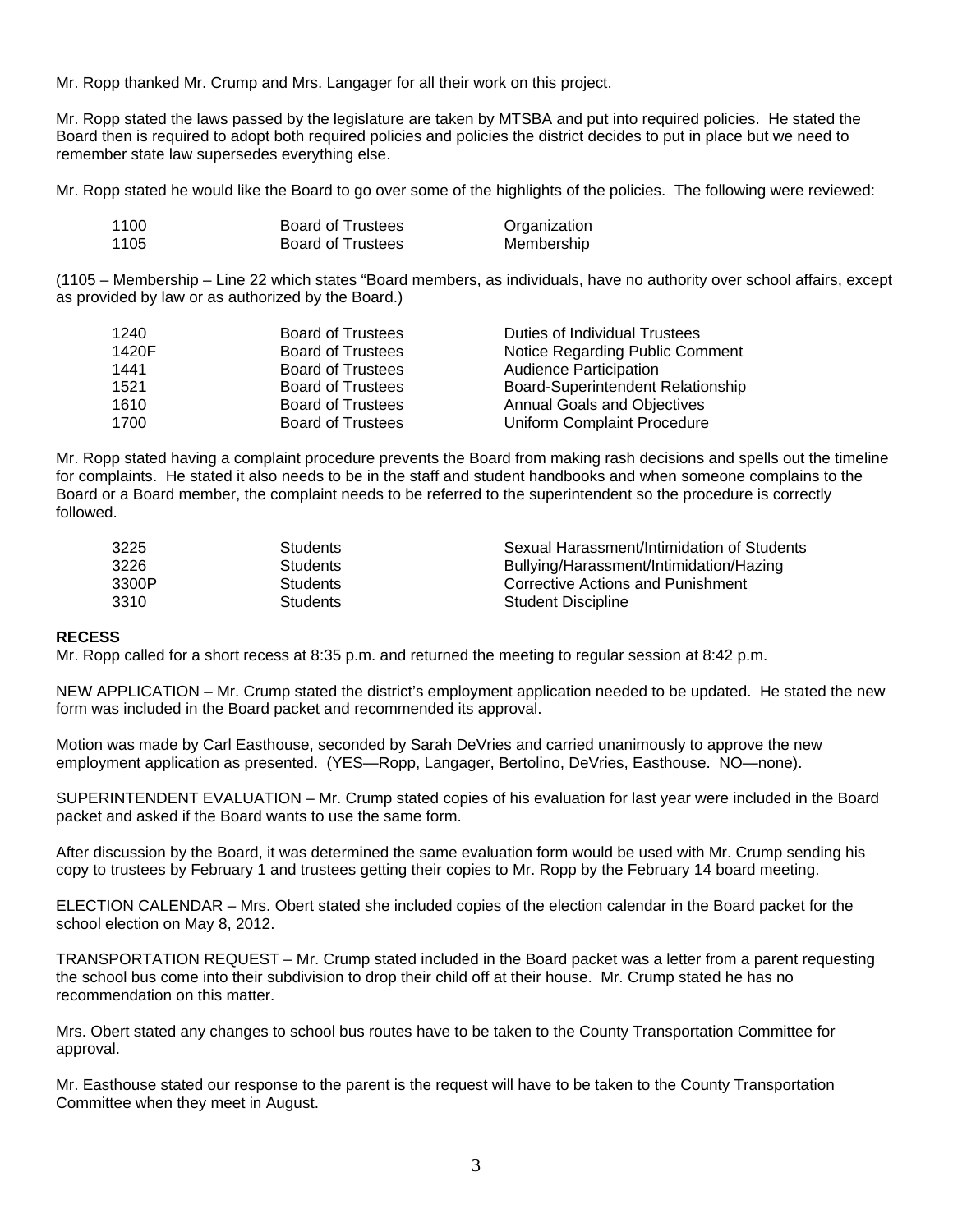Mr. Ropp thanked Mr. Crump and Mrs. Langager for all their work on this project.

Mr. Ropp stated the laws passed by the legislature are taken by MTSBA and put into required policies. He stated the Board then is required to adopt both required policies and policies the district decides to put in place but we need to remember state law supersedes everything else.

Mr. Ropp stated he would like the Board to go over some of the highlights of the policies. The following were reviewed:

| | | |
|---|---|---|
| 1100 | Board of Trustees | Organization |
| 1105 | Board of Trustees | Membership |

(1105 – Membership – Line 22 which states "Board members, as individuals, have no authority over school affairs, except as provided by law or as authorized by the Board.)

| | | |
|---|---|---|
| 1240 | Board of Trustees | Duties of Individual Trustees |
| 1420F | Board of Trustees | Notice Regarding Public Comment |
| 1441 | Board of Trustees | Audience Participation |
| 1521 | Board of Trustees | Board-Superintendent Relationship |
| 1610 | Board of Trustees | Annual Goals and Objectives |
| 1700 | Board of Trustees | Uniform Complaint Procedure |

Mr. Ropp stated having a complaint procedure prevents the Board from making rash decisions and spells out the timeline for complaints. He stated it also needs to be in the staff and student handbooks and when someone complains to the Board or a Board member, the complaint needs to be referred to the superintendent so the procedure is correctly followed.

| | | |
|---|---|---|
| 3225 | Students | Sexual Harassment/Intimidation of Students |
| 3226 | Students | Bullying/Harassment/Intimidation/Hazing |
| 3300P | Students | Corrective Actions and Punishment |
| 3310 | Students | Student Discipline |

**RECESS**

Mr. Ropp called for a short recess at 8:35 p.m. and returned the meeting to regular session at 8:42 p.m.

NEW APPLICATION – Mr. Crump stated the district's employment application needed to be updated. He stated the new form was included in the Board packet and recommended its approval.

Motion was made by Carl Easthouse, seconded by Sarah DeVries and carried unanimously to approve the new employment application as presented. (YES—Ropp, Langager, Bertolino, DeVries, Easthouse. NO—none).

SUPERINTENDENT EVALUATION – Mr. Crump stated copies of his evaluation for last year were included in the Board packet and asked if the Board wants to use the same form.

After discussion by the Board, it was determined the same evaluation form would be used with Mr. Crump sending his copy to trustees by February 1 and trustees getting their copies to Mr. Ropp by the February 14 board meeting.

ELECTION CALENDAR – Mrs. Obert stated she included copies of the election calendar in the Board packet for the school election on May 8, 2012.

TRANSPORTATION REQUEST – Mr. Crump stated included in the Board packet was a letter from a parent requesting the school bus come into their subdivision to drop their child off at their house. Mr. Crump stated he has no recommendation on this matter.

Mrs. Obert stated any changes to school bus routes have to be taken to the County Transportation Committee for approval.

Mr. Easthouse stated our response to the parent is the request will have to be taken to the County Transportation Committee when they meet in August.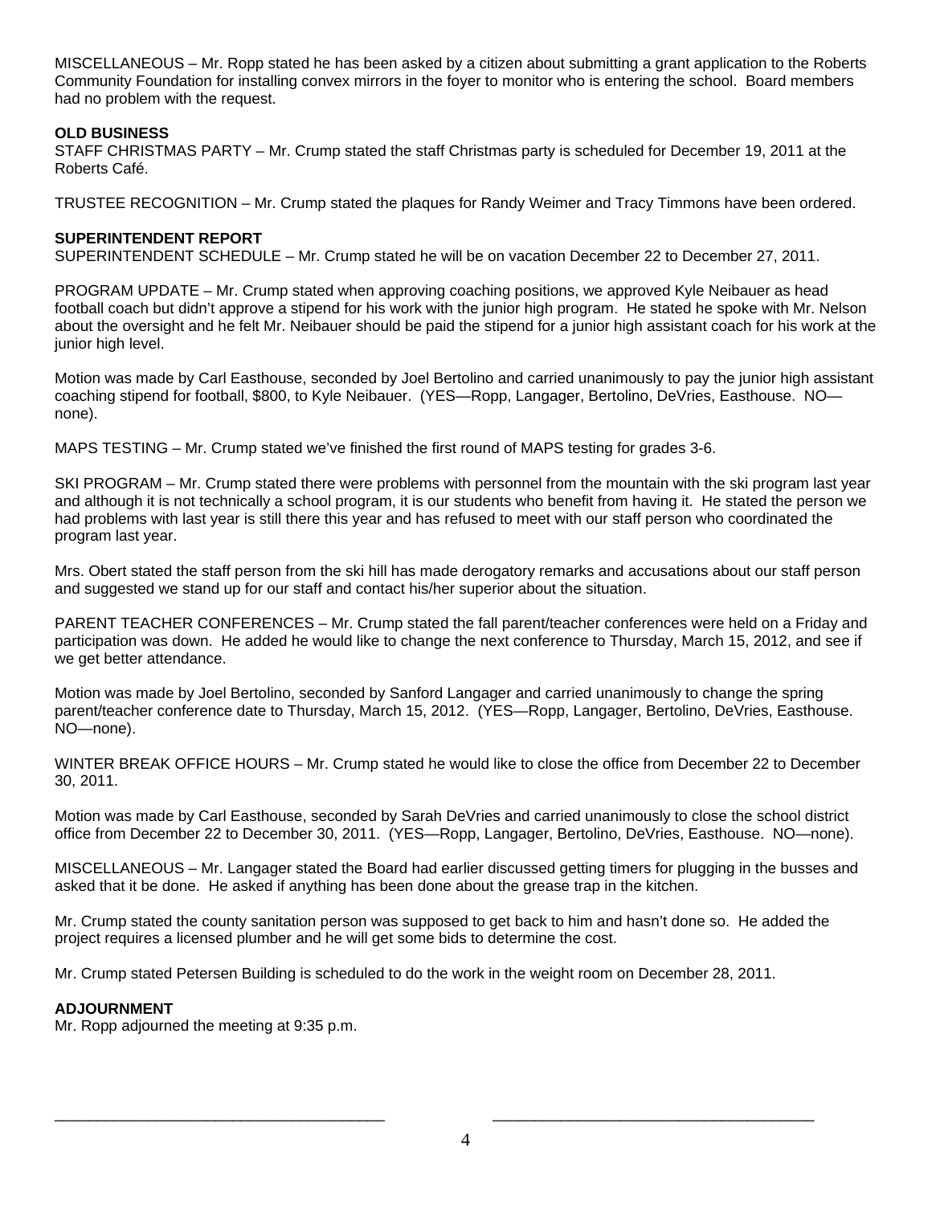MISCELLANEOUS – Mr. Ropp stated he has been asked by a citizen about submitting a grant application to the Roberts Community Foundation for installing convex mirrors in the foyer to monitor who is entering the school. Board members had no problem with the request.

**OLD BUSINESS**

STAFF CHRISTMAS PARTY – Mr. Crump stated the staff Christmas party is scheduled for December 19, 2011 at the Roberts Café.

TRUSTEE RECOGNITION – Mr. Crump stated the plaques for Randy Weimer and Tracy Timmons have been ordered.

**SUPERINTENDENT REPORT**

SUPERINTENDENT SCHEDULE – Mr. Crump stated he will be on vacation December 22 to December 27, 2011.

PROGRAM UPDATE – Mr. Crump stated when approving coaching positions, we approved Kyle Neibauer as head football coach but didn't approve a stipend for his work with the junior high program. He stated he spoke with Mr. Nelson about the oversight and he felt Mr. Neibauer should be paid the stipend for a junior high assistant coach for his work at the junior high level.

Motion was made by Carl Easthouse, seconded by Joel Bertolino and carried unanimously to pay the junior high assistant coaching stipend for football, $800, to Kyle Neibauer. (YES—Ropp, Langager, Bertolino, DeVries, Easthouse. NO—none).

MAPS TESTING – Mr. Crump stated we've finished the first round of MAPS testing for grades 3-6.

SKI PROGRAM – Mr. Crump stated there were problems with personnel from the mountain with the ski program last year and although it is not technically a school program, it is our students who benefit from having it. He stated the person we had problems with last year is still there this year and has refused to meet with our staff person who coordinated the program last year.

Mrs. Obert stated the staff person from the ski hill has made derogatory remarks and accusations about our staff person and suggested we stand up for our staff and contact his/her superior about the situation.

PARENT TEACHER CONFERENCES – Mr. Crump stated the fall parent/teacher conferences were held on a Friday and participation was down. He added he would like to change the next conference to Thursday, March 15, 2012, and see if we get better attendance.

Motion was made by Joel Bertolino, seconded by Sanford Langager and carried unanimously to change the spring parent/teacher conference date to Thursday, March 15, 2012. (YES—Ropp, Langager, Bertolino, DeVries, Easthouse. NO—none).

WINTER BREAK OFFICE HOURS – Mr. Crump stated he would like to close the office from December 22 to December 30, 2011.

Motion was made by Carl Easthouse, seconded by Sarah DeVries and carried unanimously to close the school district office from December 22 to December 30, 2011. (YES—Ropp, Langager, Bertolino, DeVries, Easthouse. NO—none).

MISCELLANEOUS – Mr. Langager stated the Board had earlier discussed getting timers for plugging in the busses and asked that it be done. He asked if anything has been done about the grease trap in the kitchen.

Mr. Crump stated the county sanitation person was supposed to get back to him and hasn't done so. He added the project requires a licensed plumber and he will get some bids to determine the cost.

Mr. Crump stated Petersen Building is scheduled to do the work in the weight room on December 28, 2011.

**ADJOURNMENT**

Mr. Ropp adjourned the meeting at 9:35 p.m.

\_\_\_\_\_\_\_\_\_\_\_\_\_\_\_\_\_\_\_\_\_\_\_\_\_\_\_\_\_\_\_\_\_\_\_\_\_\_ \_\_\_\_\_\_\_\_\_\_\_\_\_\_\_\_\_\_\_\_\_\_\_\_\_\_\_\_\_\_\_\_\_\_\_\_\_\_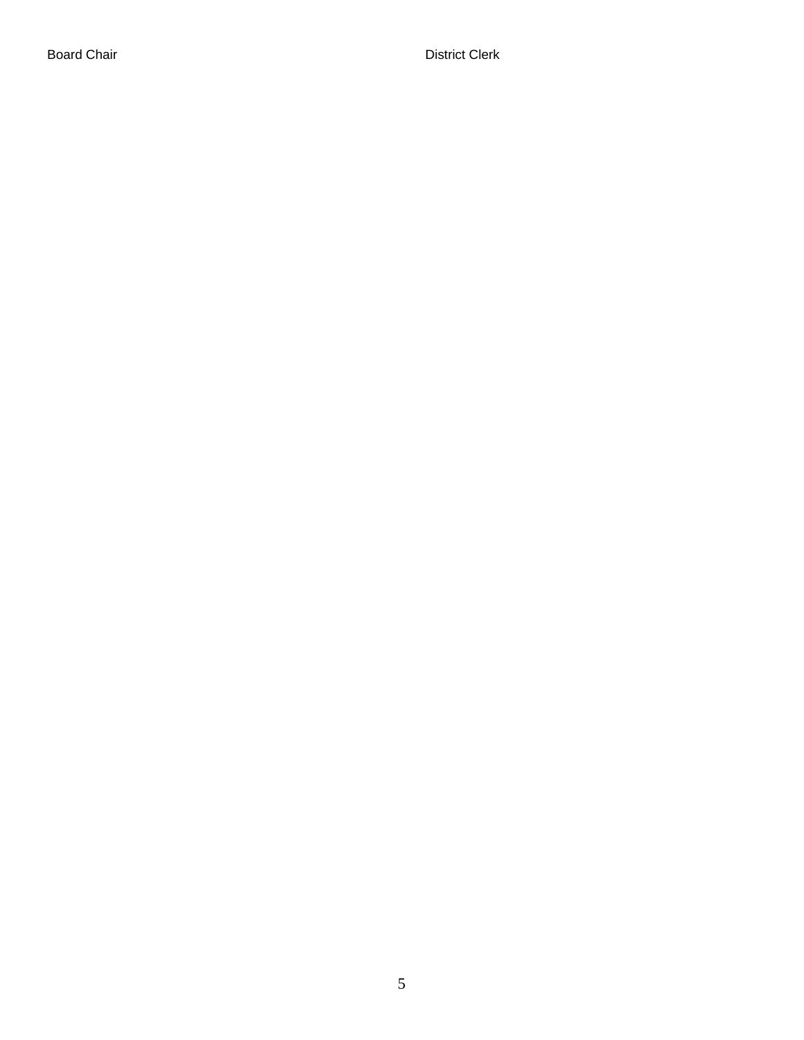Board Chair District Clerk